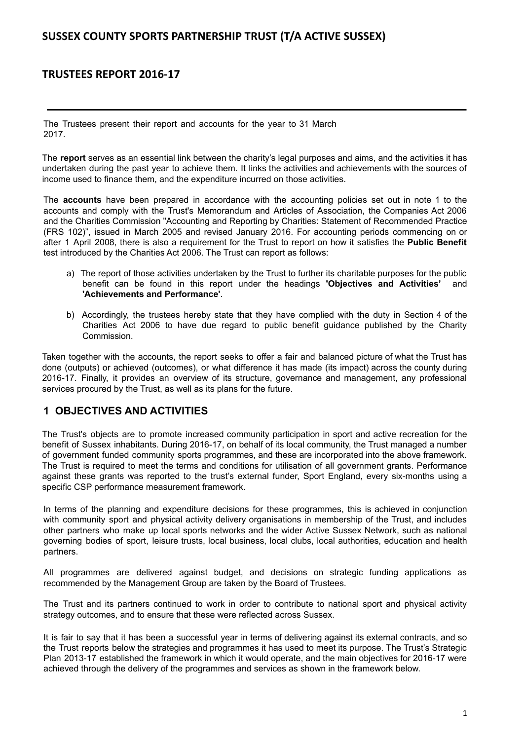# SUSSEX COUNTY SPORTS PARTNERSHIP TRUST (T/A ACTIVE SUSSEX)

## TRUSTEES REPORT 2016-17

The Trustees present their report and accounts for the year to 31 March 2017.

The **report** serves as an essential link between the charity's legal purposes and aims, and the activities it has undertaken during the past year to achieve them. It links the activities and achievements with the sources of income used to finance them, and the expenditure incurred on those activities.

The **accounts** have been prepared in accordance with the accounting policies set out in note 1 to the accounts and comply with the Trust's Memorandum and Articles of Association, the Companies Act 2006 and the Charities Commission "Accounting and Reporting by Charities: Statement of Recommended Practice (FRS 102)", issued in March 2005 and revised January 2016. For accounting periods commencing on or after 1 April 2008, there is also a requirement for the Trust to report on how it satisfies the **Public Benefit** test introduced by the Charities Act 2006. The Trust can report as follows:

a) The report of those activities undertaken by the Trust to further its charitable purposes for the public benefit can be found in this report under the headings **'Objectives and Activities'** and **'Achievements and Performance'**.

b) Accordingly, the trustees hereby state that they have complied with the duty in Section 4 of the Charities Act 2006 to have due regard to public benefit guidance published by the Charity Commission.

Taken together with the accounts, the report seeks to offer a fair and balanced picture of what the Trust has done (outputs) or achieved (outcomes), or what difference it has made (its impact) across the county during 2016-17. Finally, it provides an overview of its structure, governance and management, any professional services procured by the Trust, as well as its plans for the future.

## 1 OBJECTIVES AND ACTIVITIES

The Trust's objects are to promote increased community participation in sport and active recreation for the benefit of Sussex inhabitants. During 2016-17, on behalf of its local community, the Trust managed a number of government funded community sports programmes, and these are incorporated into the above framework. The Trust is required to meet the terms and conditions for utilisation of all government grants. Performance against these grants was reported to the trust's external funder, Sport England, every six-months using a specific CSP performance measurement framework.

In terms of the planning and expenditure decisions for these programmes, this is achieved in conjunction with community sport and physical activity delivery organisations in membership of the Trust, and includes other partners who make up local sports networks and the wider Active Sussex Network, such as national governing bodies of sport, leisure trusts, local business, local clubs, local authorities, education and health partners.

All programmes are delivered against budget, and decisions on strategic funding applications as recommended by the Management Group are taken by the Board of Trustees.

The Trust and its partners continued to work in order to contribute to national sport and physical activity strategy outcomes, and to ensure that these were reflected across Sussex.

It is fair to say that it has been a successful year in terms of delivering against its external contracts, and so the Trust reports below the strategies and programmes it has used to meet its purpose. The Trust's Strategic Plan 2013-17 established the framework in which it would operate, and the main objectives for 2016-17 were achieved through the delivery of the programmes and services as shown in the framework below.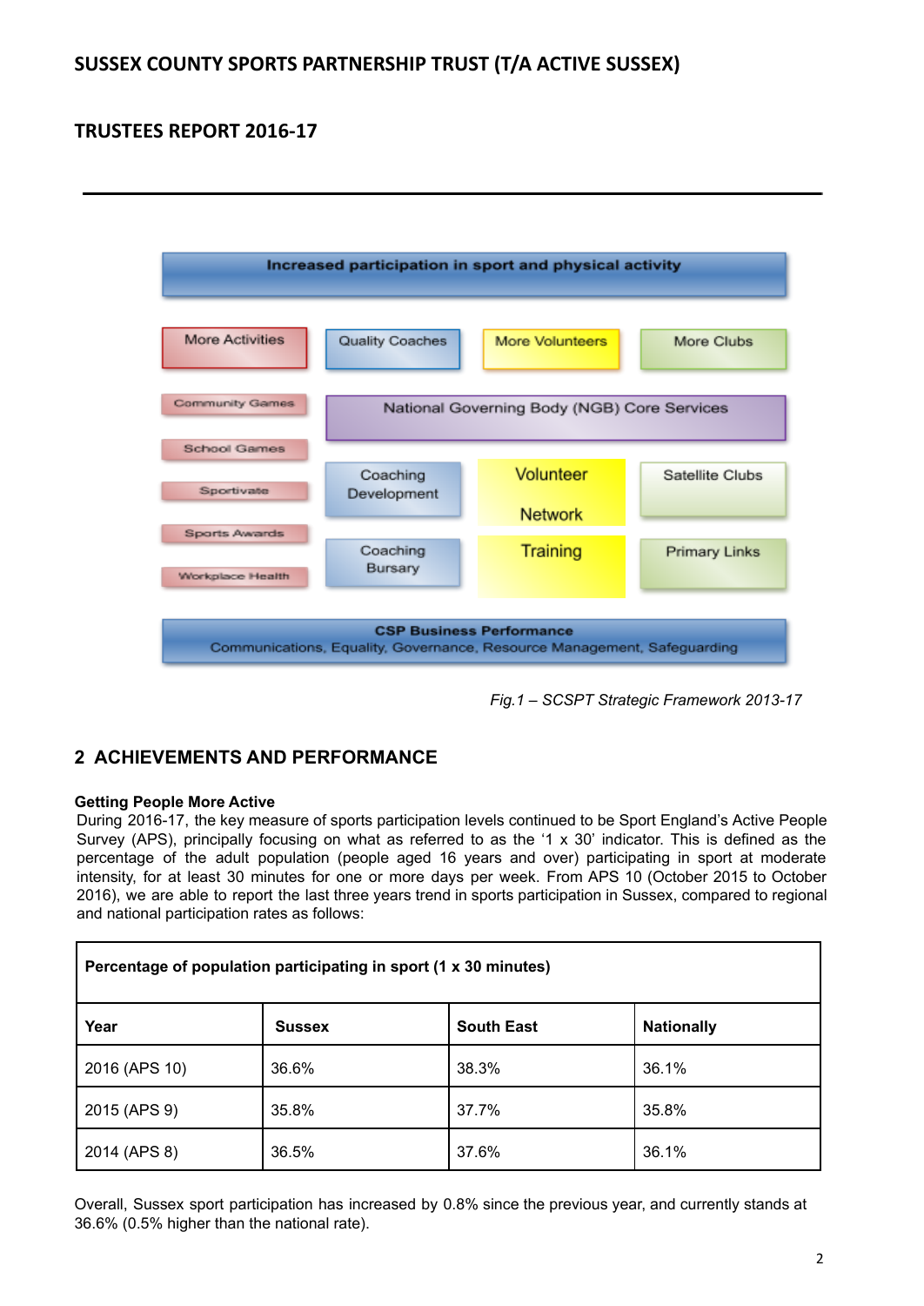**Increased participation in sport and physical activity**

| More Activities | Quality Coaches | More Volunteers | More Clubs |
|---|---|---|---|
| Community Games | National Governing Body (NGB) Core Services | | |
| School Games | Coaching Development | Volunteer Network | Satellite Clubs |
| Sportivate | | | |
| Sports Awards | Coaching Bursary | Training | Primary Links |
| Workplace Health | | | |

**CSP Business Performance**
Communications, Equality, Governance, Resource Management, Safeguarding

*Fig.1 – SCSPT Strategic Framework 2013-17*

## 2 ACHIEVEMENTS AND PERFORMANCE

**Getting People More Active**

During 2016-17, the key measure of sports participation levels continued to be Sport England's Active People Survey (APS), principally focusing on what as referred to as the '1 x 30' indicator. This is defined as the percentage of the adult population (people aged 16 years and over) participating in sport at moderate intensity, for at least 30 minutes for one or more days per week. From APS 10 (October 2015 to October 2016), we are able to report the last three years trend in sports participation in Sussex, compared to regional and national participation rates as follows:

| **Percentage of population participating in sport (1 x 30 minutes)** | | | |
|---|---|---|---|
| **Year** | **Sussex** | **South East** | **Nationally** |
| 2016 (APS 10) | 36.6% | 38.3% | 36.1% |
| 2015 (APS 9) | 35.8% | 37.7% | 35.8% |
| 2014 (APS 8) | 36.5% | 37.6% | 36.1% |

Overall, Sussex sport participation has increased by 0.8% since the previous year, and currently stands at 36.6% (0.5% higher than the national rate).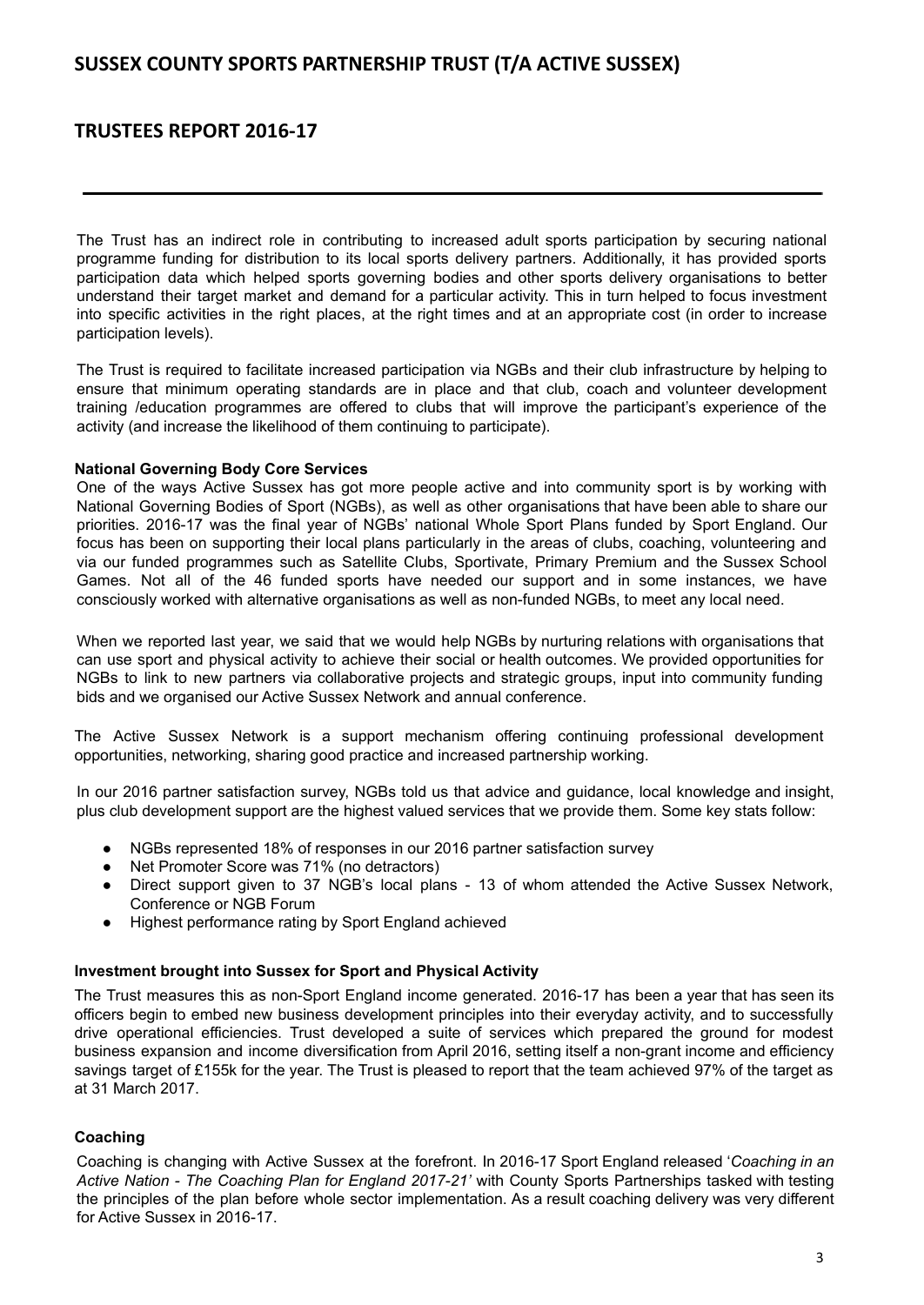The Trust has an indirect role in contributing to increased adult sports participation by securing national programme funding for distribution to its local sports delivery partners. Additionally, it has provided sports participation data which helped sports governing bodies and other sports delivery organisations to better understand their target market and demand for a particular activity. This in turn helped to focus investment into specific activities in the right places, at the right times and at an appropriate cost (in order to increase participation levels).

The Trust is required to facilitate increased participation via NGBs and their club infrastructure by helping to ensure that minimum operating standards are in place and that club, coach and volunteer development training /education programmes are offered to clubs that will improve the participant's experience of the activity (and increase the likelihood of them continuing to participate).

**National Governing Body Core Services**

One of the ways Active Sussex has got more people active and into community sport is by working with National Governing Bodies of Sport (NGBs), as well as other organisations that have been able to share our priorities. 2016-17 was the final year of NGBs' national Whole Sport Plans funded by Sport England. Our focus has been on supporting their local plans particularly in the areas of clubs, coaching, volunteering and via our funded programmes such as Satellite Clubs, Sportivate, Primary Premium and the Sussex School Games. Not all of the 46 funded sports have needed our support and in some instances, we have consciously worked with alternative organisations as well as non-funded NGBs, to meet any local need.

When we reported last year, we said that we would help NGBs by nurturing relations with organisations that can use sport and physical activity to achieve their social or health outcomes. We provided opportunities for NGBs to link to new partners via collaborative projects and strategic groups, input into community funding bids and we organised our Active Sussex Network and annual conference.

The Active Sussex Network is a support mechanism offering continuing professional development opportunities, networking, sharing good practice and increased partnership working.

In our 2016 partner satisfaction survey, NGBs told us that advice and guidance, local knowledge and insight, plus club development support are the highest valued services that we provide them. Some key stats follow:

- NGBs represented 18% of responses in our 2016 partner satisfaction survey
- Net Promoter Score was 71% (no detractors)
- Direct support given to 37 NGB's local plans - 13 of whom attended the Active Sussex Network, Conference or NGB Forum
- Highest performance rating by Sport England achieved

**Investment brought into Sussex for Sport and Physical Activity**

The Trust measures this as non-Sport England income generated. 2016-17 has been a year that has seen its officers begin to embed new business development principles into their everyday activity, and to successfully drive operational efficiencies. Trust developed a suite of services which prepared the ground for modest business expansion and income diversification from April 2016, setting itself a non-grant income and efficiency savings target of £155k for the year. The Trust is pleased to report that the team achieved 97% of the target as at 31 March 2017.

**Coaching**

Coaching is changing with Active Sussex at the forefront. In 2016-17 Sport England released '*Coaching in an Active Nation - The Coaching Plan for England 2017-21'* with County Sports Partnerships tasked with testing the principles of the plan before whole sector implementation. As a result coaching delivery was very different for Active Sussex in 2016-17.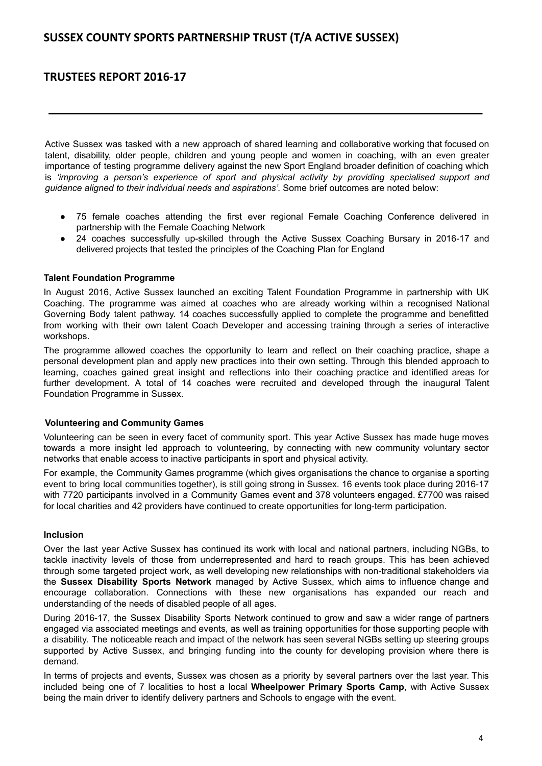Active Sussex was tasked with a new approach of shared learning and collaborative working that focused on talent, disability, older people, children and young people and women in coaching, with an even greater importance of testing programme delivery against the new Sport England broader definition of coaching which is *'improving a person's experience of sport and physical activity by providing specialised support and guidance aligned to their individual needs and aspirations'*. Some brief outcomes are noted below:

- 75 female coaches attending the first ever regional Female Coaching Conference delivered in partnership with the Female Coaching Network
- 24 coaches successfully up-skilled through the Active Sussex Coaching Bursary in 2016-17 and delivered projects that tested the principles of the Coaching Plan for England

### Talent Foundation Programme

In August 2016, Active Sussex launched an exciting Talent Foundation Programme in partnership with UK Coaching. The programme was aimed at coaches who are already working within a recognised National Governing Body talent pathway. 14 coaches successfully applied to complete the programme and benefitted from working with their own talent Coach Developer and accessing training through a series of interactive workshops.

The programme allowed coaches the opportunity to learn and reflect on their coaching practice, shape a personal development plan and apply new practices into their own setting. Through this blended approach to learning, coaches gained great insight and reflections into their coaching practice and identified areas for further development. A total of 14 coaches were recruited and developed through the inaugural Talent Foundation Programme in Sussex.

### Volunteering and Community Games

Volunteering can be seen in every facet of community sport. This year Active Sussex has made huge moves towards a more insight led approach to volunteering, by connecting with new community voluntary sector networks that enable access to inactive participants in sport and physical activity.

For example, the Community Games programme (which gives organisations the chance to organise a sporting event to bring local communities together), is still going strong in Sussex. 16 events took place during 2016-17 with 7720 participants involved in a Community Games event and 378 volunteers engaged. £7700 was raised for local charities and 42 providers have continued to create opportunities for long-term participation.

### Inclusion

Over the last year Active Sussex has continued its work with local and national partners, including NGBs, to tackle inactivity levels of those from underrepresented and hard to reach groups. This has been achieved through some targeted project work, as well developing new relationships with non-traditional stakeholders via the **Sussex Disability Sports Network** managed by Active Sussex, which aims to influence change and encourage collaboration. Connections with these new organisations has expanded our reach and understanding of the needs of disabled people of all ages.

During 2016-17, the Sussex Disability Sports Network continued to grow and saw a wider range of partners engaged via associated meetings and events, as well as training opportunities for those supporting people with a disability. The noticeable reach and impact of the network has seen several NGBs setting up steering groups supported by Active Sussex, and bringing funding into the county for developing provision where there is demand.

In terms of projects and events, Sussex was chosen as a priority by several partners over the last year. This included being one of 7 localities to host a local **Wheelpower Primary Sports Camp**, with Active Sussex being the main driver to identify delivery partners and Schools to engage with the event.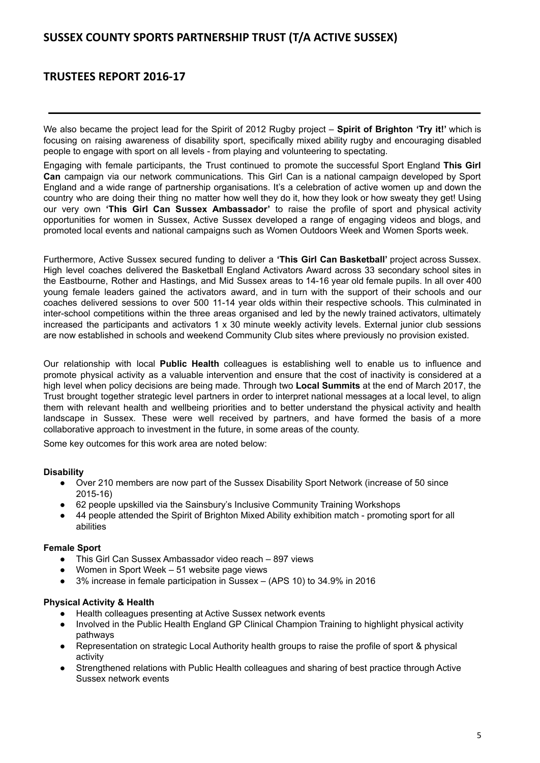We also became the project lead for the Spirit of 2012 Rugby project – **Spirit of Brighton 'Try it!'** which is focusing on raising awareness of disability sport, specifically mixed ability rugby and encouraging disabled people to engage with sport on all levels - from playing and volunteering to spectating.

Engaging with female participants, the Trust continued to promote the successful Sport England **This Girl Can** campaign via our network communications. This Girl Can is a national campaign developed by Sport England and a wide range of partnership organisations. It's a celebration of active women up and down the country who are doing their thing no matter how well they do it, how they look or how sweaty they get! Using our very own **'This Girl Can Sussex Ambassador'** to raise the profile of sport and physical activity opportunities for women in Sussex, Active Sussex developed a range of engaging videos and blogs, and promoted local events and national campaigns such as Women Outdoors Week and Women Sports week.

Furthermore, Active Sussex secured funding to deliver a **'This Girl Can Basketball'** project across Sussex. High level coaches delivered the Basketball England Activators Award across 33 secondary school sites in the Eastbourne, Rother and Hastings, and Mid Sussex areas to 14-16 year old female pupils. In all over 400 young female leaders gained the activators award, and in turn with the support of their schools and our coaches delivered sessions to over 500 11-14 year olds within their respective schools. This culminated in inter-school competitions within the three areas organised and led by the newly trained activators, ultimately increased the participants and activators 1 x 30 minute weekly activity levels. External junior club sessions are now established in schools and weekend Community Club sites where previously no provision existed.

Our relationship with local **Public Health** colleagues is establishing well to enable us to influence and promote physical activity as a valuable intervention and ensure that the cost of inactivity is considered at a high level when policy decisions are being made. Through two **Local Summits** at the end of March 2017, the Trust brought together strategic level partners in order to interpret national messages at a local level, to align them with relevant health and wellbeing priorities and to better understand the physical activity and health landscape in Sussex. These were well received by partners, and have formed the basis of a more collaborative approach to investment in the future, in some areas of the county.

Some key outcomes for this work area are noted below:

**Disability**

- Over 210 members are now part of the Sussex Disability Sport Network (increase of 50 since 2015-16)
- 62 people upskilled via the Sainsbury's Inclusive Community Training Workshops
- 44 people attended the Spirit of Brighton Mixed Ability exhibition match - promoting sport for all abilities

**Female Sport**

- This Girl Can Sussex Ambassador video reach – 897 views
- Women in Sport Week – 51 website page views
- 3% increase in female participation in Sussex – (APS 10) to 34.9% in 2016

**Physical Activity & Health**

- Health colleagues presenting at Active Sussex network events
- Involved in the Public Health England GP Clinical Champion Training to highlight physical activity pathways
- Representation on strategic Local Authority health groups to raise the profile of sport & physical activity
- Strengthened relations with Public Health colleagues and sharing of best practice through Active Sussex network events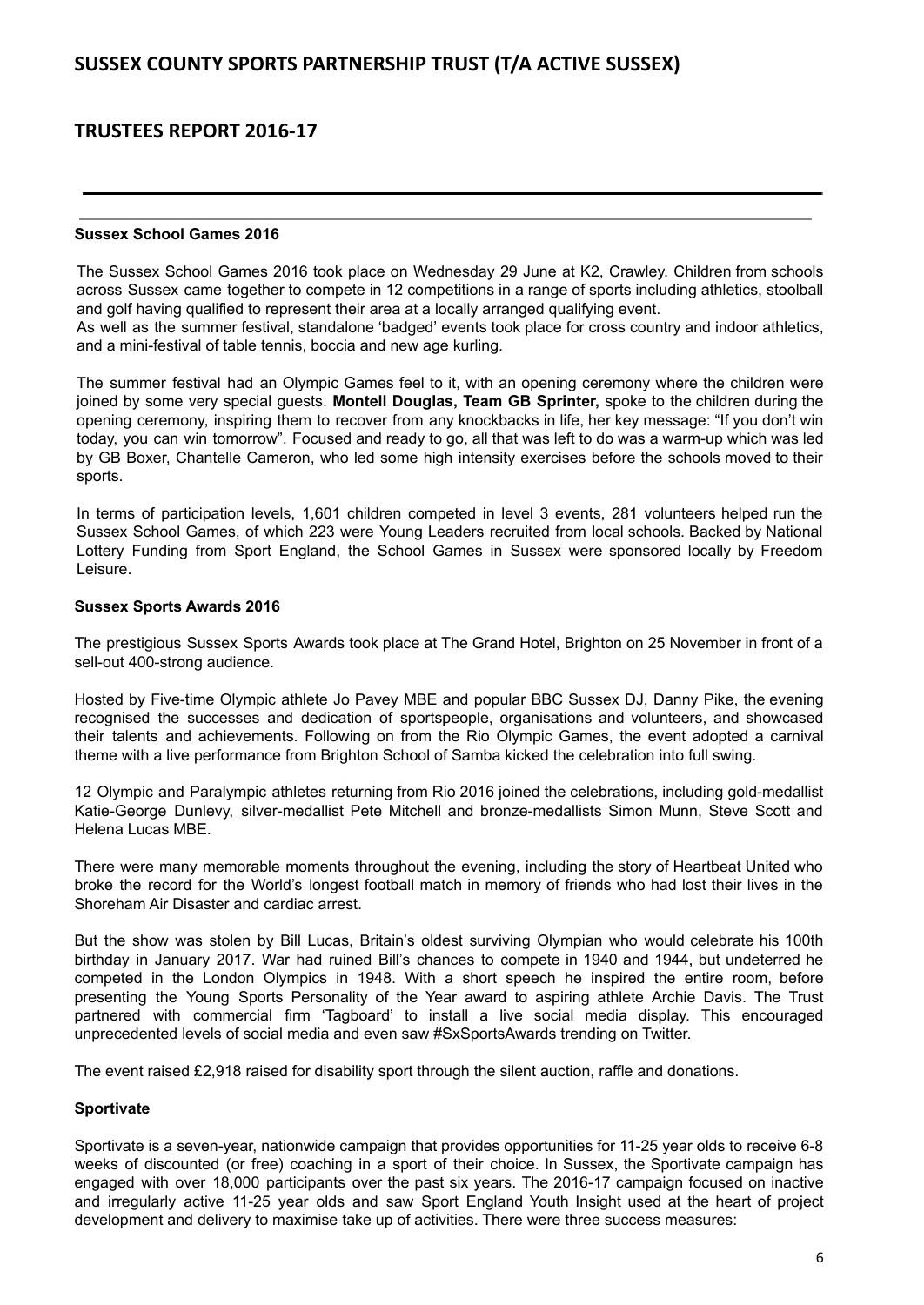### Sussex School Games 2016

The Sussex School Games 2016 took place on Wednesday 29 June at K2, Crawley. Children from schools across Sussex came together to compete in 12 competitions in a range of sports including athletics, stoolball and golf having qualified to represent their area at a locally arranged qualifying event.
As well as the summer festival, standalone 'badged' events took place for cross country and indoor athletics, and a mini-festival of table tennis, boccia and new age kurling.

The summer festival had an Olympic Games feel to it, with an opening ceremony where the children were joined by some very special guests. **Montell Douglas, Team GB Sprinter,** spoke to the children during the opening ceremony, inspiring them to recover from any knockbacks in life, her key message: "If you don't win today, you can win tomorrow". Focused and ready to go, all that was left to do was a warm-up which was led by GB Boxer, Chantelle Cameron, who led some high intensity exercises before the schools moved to their sports.

In terms of participation levels, 1,601 children competed in level 3 events, 281 volunteers helped run the Sussex School Games, of which 223 were Young Leaders recruited from local schools. Backed by National Lottery Funding from Sport England, the School Games in Sussex were sponsored locally by Freedom Leisure.

### Sussex Sports Awards 2016

The prestigious Sussex Sports Awards took place at The Grand Hotel, Brighton on 25 November in front of a sell-out 400-strong audience.

Hosted by Five-time Olympic athlete Jo Pavey MBE and popular BBC Sussex DJ, Danny Pike, the evening recognised the successes and dedication of sportspeople, organisations and volunteers, and showcased their talents and achievements. Following on from the Rio Olympic Games, the event adopted a carnival theme with a live performance from Brighton School of Samba kicked the celebration into full swing.

12 Olympic and Paralympic athletes returning from Rio 2016 joined the celebrations, including gold-medallist Katie-George Dunlevy, silver-medallist Pete Mitchell and bronze-medallists Simon Munn, Steve Scott and Helena Lucas MBE.

There were many memorable moments throughout the evening, including the story of Heartbeat United who broke the record for the World's longest football match in memory of friends who had lost their lives in the Shoreham Air Disaster and cardiac arrest.

But the show was stolen by Bill Lucas, Britain's oldest surviving Olympian who would celebrate his 100th birthday in January 2017. War had ruined Bill's chances to compete in 1940 and 1944, but undeterred he competed in the London Olympics in 1948. With a short speech he inspired the entire room, before presenting the Young Sports Personality of the Year award to aspiring athlete Archie Davis. The Trust partnered with commercial firm 'Tagboard' to install a live social media display. This encouraged unprecedented levels of social media and even saw #SxSportsAwards trending on Twitter.

The event raised £2,918 raised for disability sport through the silent auction, raffle and donations.

### Sportivate

Sportivate is a seven-year, nationwide campaign that provides opportunities for 11-25 year olds to receive 6-8 weeks of discounted (or free) coaching in a sport of their choice. In Sussex, the Sportivate campaign has engaged with over 18,000 participants over the past six years. The 2016-17 campaign focused on inactive and irregularly active 11-25 year olds and saw Sport England Youth Insight used at the heart of project development and delivery to maximise take up of activities. There were three success measures: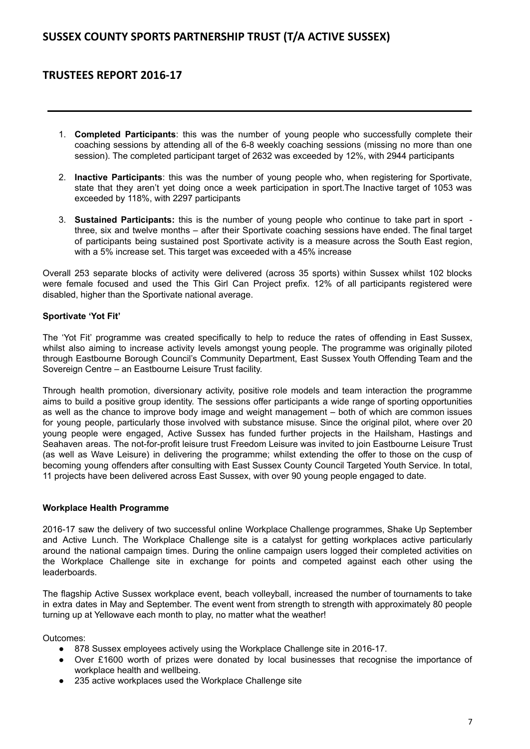1. **Completed Participants**: this was the number of young people who successfully complete their coaching sessions by attending all of the 6-8 weekly coaching sessions (missing no more than one session). The completed participant target of 2632 was exceeded by 12%, with 2944 participants

2. **Inactive Participants**: this was the number of young people who, when registering for Sportivate, state that they aren't yet doing once a week participation in sport.The Inactive target of 1053 was exceeded by 118%, with 2297 participants

3. **Sustained Participants:** this is the number of young people who continue to take part in sport - three, six and twelve months – after their Sportivate coaching sessions have ended. The final target of participants being sustained post Sportivate activity is a measure across the South East region, with a 5% increase set. This target was exceeded with a 45% increase

Overall 253 separate blocks of activity were delivered (across 35 sports) within Sussex whilst 102 blocks were female focused and used the This Girl Can Project prefix. 12% of all participants registered were disabled, higher than the Sportivate national average.

**Sportivate 'Yot Fit'**

The 'Yot Fit' programme was created specifically to help to reduce the rates of offending in East Sussex, whilst also aiming to increase activity levels amongst young people. The programme was originally piloted through Eastbourne Borough Council's Community Department, East Sussex Youth Offending Team and the Sovereign Centre – an Eastbourne Leisure Trust facility.

Through health promotion, diversionary activity, positive role models and team interaction the programme aims to build a positive group identity. The sessions offer participants a wide range of sporting opportunities as well as the chance to improve body image and weight management – both of which are common issues for young people, particularly those involved with substance misuse. Since the original pilot, where over 20 young people were engaged, Active Sussex has funded further projects in the Hailsham, Hastings and Seahaven areas. The not-for-profit leisure trust Freedom Leisure was invited to join Eastbourne Leisure Trust (as well as Wave Leisure) in delivering the programme; whilst extending the offer to those on the cusp of becoming young offenders after consulting with East Sussex County Council Targeted Youth Service. In total, 11 projects have been delivered across East Sussex, with over 90 young people engaged to date.

**Workplace Health Programme**

2016-17 saw the delivery of two successful online Workplace Challenge programmes, Shake Up September and Active Lunch. The Workplace Challenge site is a catalyst for getting workplaces active particularly around the national campaign times. During the online campaign users logged their completed activities on the Workplace Challenge site in exchange for points and competed against each other using the leaderboards.

The flagship Active Sussex workplace event, beach volleyball, increased the number of tournaments to take in extra dates in May and September. The event went from strength to strength with approximately 80 people turning up at Yellowave each month to play, no matter what the weather!

Outcomes:

- 878 Sussex employees actively using the Workplace Challenge site in 2016-17.
- Over £1600 worth of prizes were donated by local businesses that recognise the importance of workplace health and wellbeing.
- 235 active workplaces used the Workplace Challenge site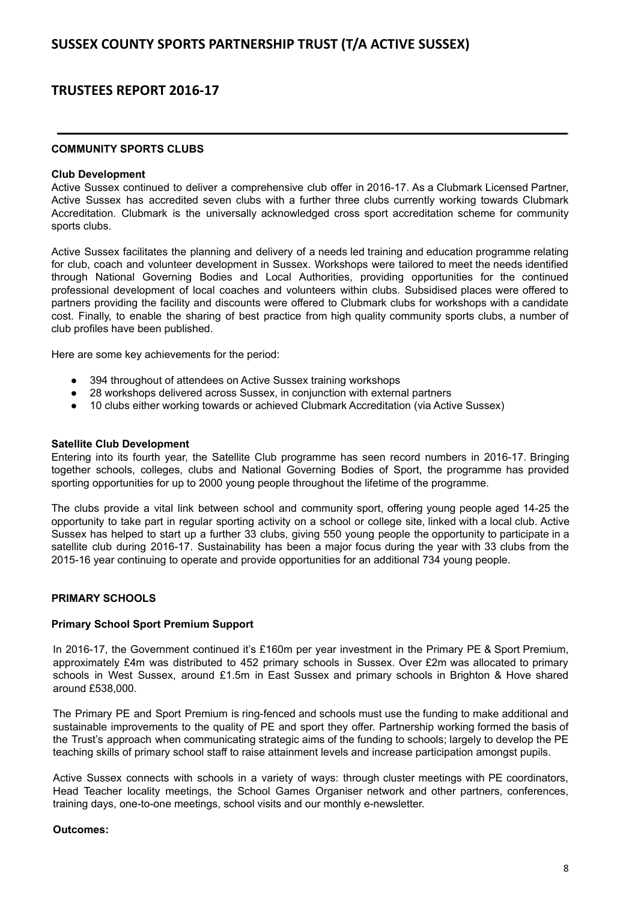### COMMUNITY SPORTS CLUBS

**Club Development**

Active Sussex continued to deliver a comprehensive club offer in 2016-17. As a Clubmark Licensed Partner, Active Sussex has accredited seven clubs with a further three clubs currently working towards Clubmark Accreditation. Clubmark is the universally acknowledged cross sport accreditation scheme for community sports clubs.

Active Sussex facilitates the planning and delivery of a needs led training and education programme relating for club, coach and volunteer development in Sussex. Workshops were tailored to meet the needs identified through National Governing Bodies and Local Authorities, providing opportunities for the continued professional development of local coaches and volunteers within clubs. Subsidised places were offered to partners providing the facility and discounts were offered to Clubmark clubs for workshops with a candidate cost. Finally, to enable the sharing of best practice from high quality community sports clubs, a number of club profiles have been published.

Here are some key achievements for the period:

- 394 throughout of attendees on Active Sussex training workshops
- 28 workshops delivered across Sussex, in conjunction with external partners
- 10 clubs either working towards or achieved Clubmark Accreditation (via Active Sussex)

**Satellite Club Development**

Entering into its fourth year, the Satellite Club programme has seen record numbers in 2016-17. Bringing together schools, colleges, clubs and National Governing Bodies of Sport, the programme has provided sporting opportunities for up to 2000 young people throughout the lifetime of the programme.

The clubs provide a vital link between school and community sport, offering young people aged 14-25 the opportunity to take part in regular sporting activity on a school or college site, linked with a local club. Active Sussex has helped to start up a further 33 clubs, giving 550 young people the opportunity to participate in a satellite club during 2016-17. Sustainability has been a major focus during the year with 33 clubs from the 2015-16 year continuing to operate and provide opportunities for an additional 734 young people.

### PRIMARY SCHOOLS

**Primary School Sport Premium Support**

In 2016-17, the Government continued it's £160m per year investment in the Primary PE & Sport Premium, approximately £4m was distributed to 452 primary schools in Sussex. Over £2m was allocated to primary schools in West Sussex, around £1.5m in East Sussex and primary schools in Brighton & Hove shared around £538,000.

The Primary PE and Sport Premium is ring-fenced and schools must use the funding to make additional and sustainable improvements to the quality of PE and sport they offer. Partnership working formed the basis of the Trust's approach when communicating strategic aims of the funding to schools; largely to develop the PE teaching skills of primary school staff to raise attainment levels and increase participation amongst pupils.

Active Sussex connects with schools in a variety of ways: through cluster meetings with PE coordinators, Head Teacher locality meetings, the School Games Organiser network and other partners, conferences, training days, one-to-one meetings, school visits and our monthly e-newsletter.

**Outcomes:**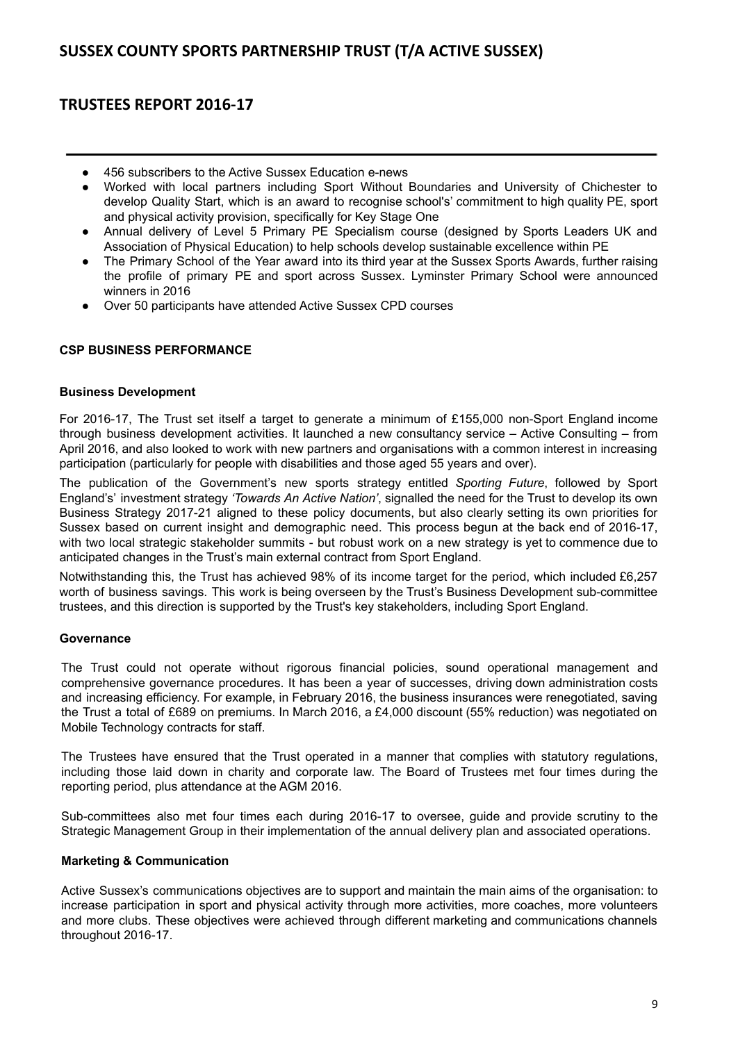- 456 subscribers to the Active Sussex Education e-news
- Worked with local partners including Sport Without Boundaries and University of Chichester to develop Quality Start, which is an award to recognise school's' commitment to high quality PE, sport and physical activity provision, specifically for Key Stage One
- Annual delivery of Level 5 Primary PE Specialism course (designed by Sports Leaders UK and Association of Physical Education) to help schools develop sustainable excellence within PE
- The Primary School of the Year award into its third year at the Sussex Sports Awards, further raising the profile of primary PE and sport across Sussex. Lyminster Primary School were announced winners in 2016
- Over 50 participants have attended Active Sussex CPD courses

## CSP BUSINESS PERFORMANCE

### Business Development

For 2016-17, The Trust set itself a target to generate a minimum of £155,000 non-Sport England income through business development activities. It launched a new consultancy service – Active Consulting – from April 2016, and also looked to work with new partners and organisations with a common interest in increasing participation (particularly for people with disabilities and those aged 55 years and over).

The publication of the Government's new sports strategy entitled *Sporting Future*, followed by Sport England's' investment strategy *'Towards An Active Nation'*, signalled the need for the Trust to develop its own Business Strategy 2017-21 aligned to these policy documents, but also clearly setting its own priorities for Sussex based on current insight and demographic need. This process begun at the back end of 2016-17, with two local strategic stakeholder summits - but robust work on a new strategy is yet to commence due to anticipated changes in the Trust's main external contract from Sport England.

Notwithstanding this, the Trust has achieved 98% of its income target for the period, which included £6,257 worth of business savings. This work is being overseen by the Trust's Business Development sub-committee trustees, and this direction is supported by the Trust's key stakeholders, including Sport England.

### Governance

The Trust could not operate without rigorous financial policies, sound operational management and comprehensive governance procedures. It has been a year of successes, driving down administration costs and increasing efficiency. For example, in February 2016, the business insurances were renegotiated, saving the Trust a total of £689 on premiums. In March 2016, a £4,000 discount (55% reduction) was negotiated on Mobile Technology contracts for staff.

The Trustees have ensured that the Trust operated in a manner that complies with statutory regulations, including those laid down in charity and corporate law. The Board of Trustees met four times during the reporting period, plus attendance at the AGM 2016.

Sub-committees also met four times each during 2016-17 to oversee, guide and provide scrutiny to the Strategic Management Group in their implementation of the annual delivery plan and associated operations.

### Marketing & Communication

Active Sussex's communications objectives are to support and maintain the main aims of the organisation: to increase participation in sport and physical activity through more activities, more coaches, more volunteers and more clubs. These objectives were achieved through different marketing and communications channels throughout 2016-17.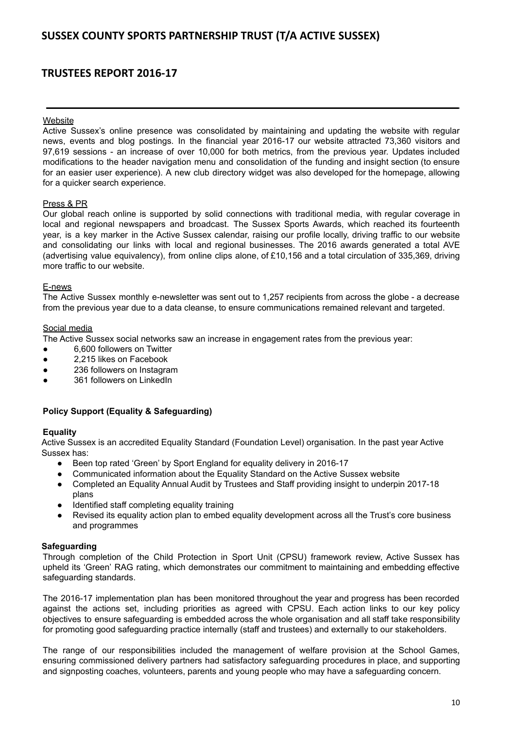#### Website

Active Sussex's online presence was consolidated by maintaining and updating the website with regular news, events and blog postings. In the financial year 2016-17 our website attracted 73,360 visitors and 97,619 sessions - an increase of over 10,000 for both metrics, from the previous year. Updates included modifications to the header navigation menu and consolidation of the funding and insight section (to ensure for an easier user experience). A new club directory widget was also developed for the homepage, allowing for a quicker search experience.

#### Press & PR

Our global reach online is supported by solid connections with traditional media, with regular coverage in local and regional newspapers and broadcast. The Sussex Sports Awards, which reached its fourteenth year, is a key marker in the Active Sussex calendar, raising our profile locally, driving traffic to our website and consolidating our links with local and regional businesses. The 2016 awards generated a total AVE (advertising value equivalency), from online clips alone, of £10,156 and a total circulation of 335,369, driving more traffic to our website.

#### E-news

The Active Sussex monthly e-newsletter was sent out to 1,257 recipients from across the globe - a decrease from the previous year due to a data cleanse, to ensure communications remained relevant and targeted.

#### Social media

The Active Sussex social networks saw an increase in engagement rates from the previous year:

- 6,600 followers on Twitter
- 2,215 likes on Facebook
- 236 followers on Instagram
- 361 followers on LinkedIn

### Policy Support (Equality & Safeguarding)

#### Equality

Active Sussex is an accredited Equality Standard (Foundation Level) organisation. In the past year Active Sussex has:

- Been top rated 'Green' by Sport England for equality delivery in 2016-17
- Communicated information about the Equality Standard on the Active Sussex website
- Completed an Equality Annual Audit by Trustees and Staff providing insight to underpin 2017-18 plans
- Identified staff completing equality training
- Revised its equality action plan to embed equality development across all the Trust's core business and programmes

#### Safeguarding

Through completion of the Child Protection in Sport Unit (CPSU) framework review, Active Sussex has upheld its 'Green' RAG rating, which demonstrates our commitment to maintaining and embedding effective safeguarding standards.

The 2016-17 implementation plan has been monitored throughout the year and progress has been recorded against the actions set, including priorities as agreed with CPSU. Each action links to our key policy objectives to ensure safeguarding is embedded across the whole organisation and all staff take responsibility for promoting good safeguarding practice internally (staff and trustees) and externally to our stakeholders.

The range of our responsibilities included the management of welfare provision at the School Games, ensuring commissioned delivery partners had satisfactory safeguarding procedures in place, and supporting and signposting coaches, volunteers, parents and young people who may have a safeguarding concern.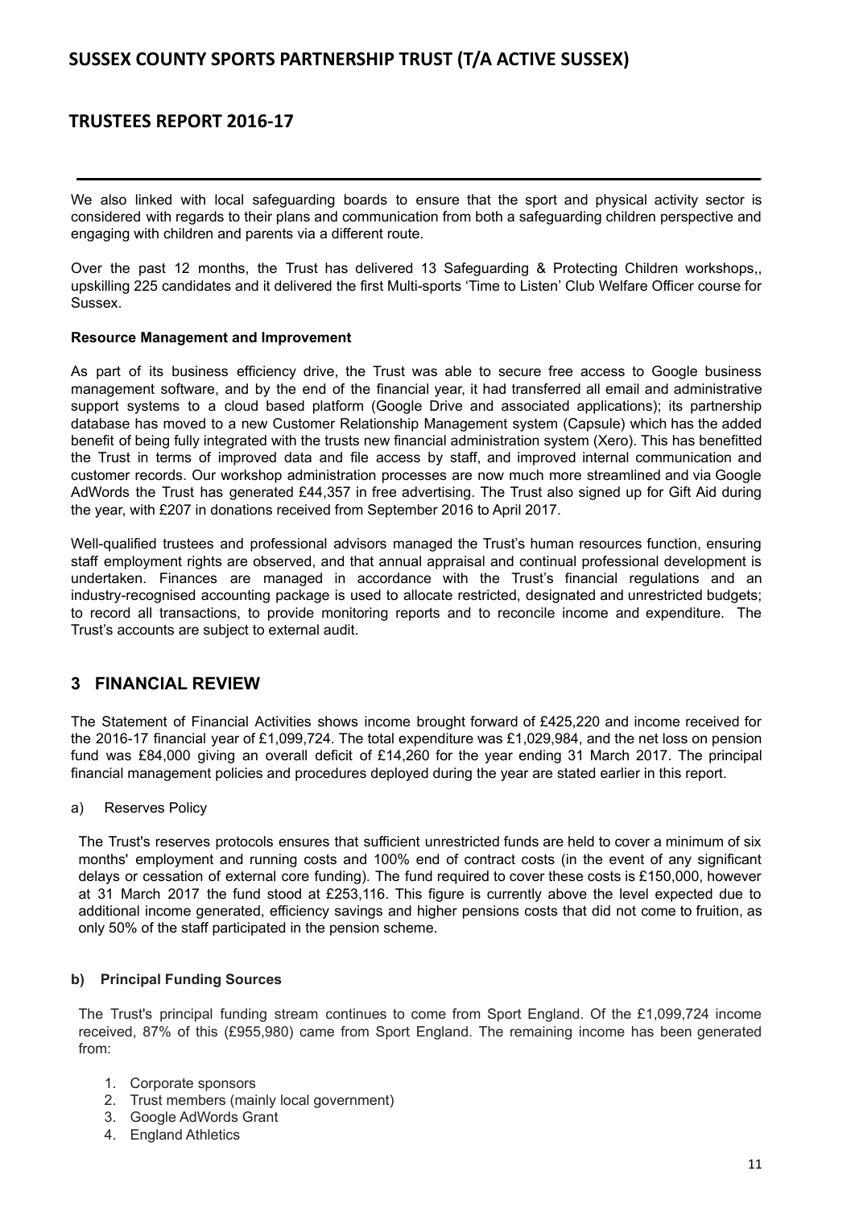We also linked with local safeguarding boards to ensure that the sport and physical activity sector is considered with regards to their plans and communication from both a safeguarding children perspective and engaging with children and parents via a different route.

Over the past 12 months, the Trust has delivered 13 Safeguarding & Protecting Children workshops,, upskilling 225 candidates and it delivered the first Multi-sports 'Time to Listen' Club Welfare Officer course for Sussex.

**Resource Management and Improvement**

As part of its business efficiency drive, the Trust was able to secure free access to Google business management software, and by the end of the financial year, it had transferred all email and administrative support systems to a cloud based platform (Google Drive and associated applications); its partnership database has moved to a new Customer Relationship Management system (Capsule) which has the added benefit of being fully integrated with the trusts new financial administration system (Xero). This has benefitted the Trust in terms of improved data and file access by staff, and improved internal communication and customer records. Our workshop administration processes are now much more streamlined and via Google AdWords the Trust has generated £44,357 in free advertising. The Trust also signed up for Gift Aid during the year, with £207 in donations received from September 2016 to April 2017.

Well-qualified trustees and professional advisors managed the Trust's human resources function, ensuring staff employment rights are observed, and that annual appraisal and continual professional development is undertaken. Finances are managed in accordance with the Trust's financial regulations and an industry-recognised accounting package is used to allocate restricted, designated and unrestricted budgets; to record all transactions, to provide monitoring reports and to reconcile income and expenditure. The Trust's accounts are subject to external audit.

## 3 FINANCIAL REVIEW

The Statement of Financial Activities shows income brought forward of £425,220 and income received for the 2016-17 financial year of £1,099,724. The total expenditure was £1,029,984, and the net loss on pension fund was £84,000 giving an overall deficit of £14,260 for the year ending 31 March 2017. The principal financial management policies and procedures deployed during the year are stated earlier in this report.

a) Reserves Policy

The Trust's reserves protocols ensures that sufficient unrestricted funds are held to cover a minimum of six months' employment and running costs and 100% end of contract costs (in the event of any significant delays or cessation of external core funding). The fund required to cover these costs is £150,000, however at 31 March 2017 the fund stood at £253,116. This figure is currently above the level expected due to additional income generated, efficiency savings and higher pensions costs that did not come to fruition, as only 50% of the staff participated in the pension scheme.

**b) Principal Funding Sources**

The Trust's principal funding stream continues to come from Sport England. Of the £1,099,724 income received, 87% of this (£955,980) came from Sport England. The remaining income has been generated from:

1. Corporate sponsors
2. Trust members (mainly local government)
3. Google AdWords Grant
4. England Athletics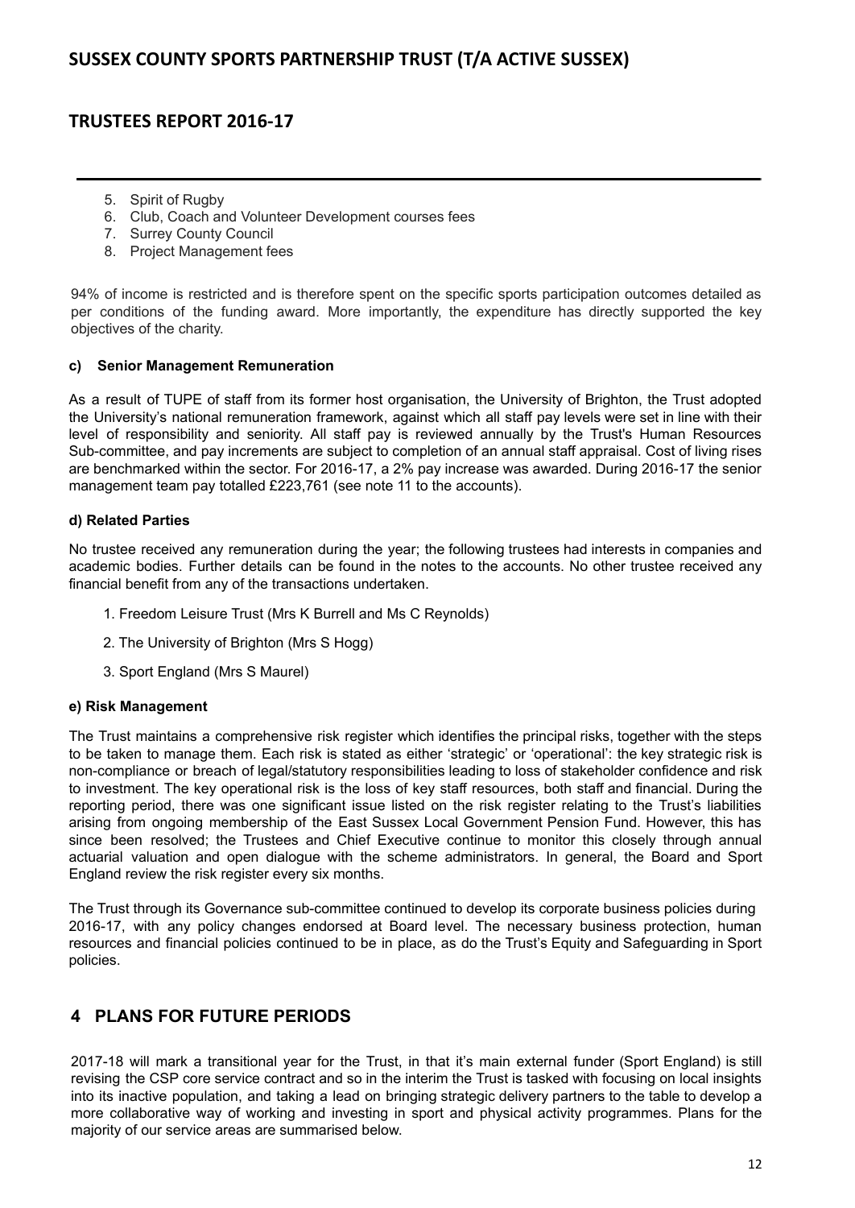5. Spirit of Rugby
6. Club, Coach and Volunteer Development courses fees
7. Surrey County Council
8. Project Management fees

94% of income is restricted and is therefore spent on the specific sports participation outcomes detailed as per conditions of the funding award. More importantly, the expenditure has directly supported the key objectives of the charity.

#### c) Senior Management Remuneration

As a result of TUPE of staff from its former host organisation, the University of Brighton, the Trust adopted the University's national remuneration framework, against which all staff pay levels were set in line with their level of responsibility and seniority. All staff pay is reviewed annually by the Trust's Human Resources Sub-committee, and pay increments are subject to completion of an annual staff appraisal. Cost of living rises are benchmarked within the sector. For 2016-17, a 2% pay increase was awarded. During 2016-17 the senior management team pay totalled £223,761 (see note 11 to the accounts).

#### d) Related Parties

No trustee received any remuneration during the year; the following trustees had interests in companies and academic bodies. Further details can be found in the notes to the accounts. No other trustee received any financial benefit from any of the transactions undertaken.

1. Freedom Leisure Trust (Mrs K Burrell and Ms C Reynolds)
2. The University of Brighton (Mrs S Hogg)
3. Sport England (Mrs S Maurel)

#### e) Risk Management

The Trust maintains a comprehensive risk register which identifies the principal risks, together with the steps to be taken to manage them. Each risk is stated as either 'strategic' or 'operational': the key strategic risk is non-compliance or breach of legal/statutory responsibilities leading to loss of stakeholder confidence and risk to investment. The key operational risk is the loss of key staff resources, both staff and financial. During the reporting period, there was one significant issue listed on the risk register relating to the Trust's liabilities arising from ongoing membership of the East Sussex Local Government Pension Fund. However, this has since been resolved; the Trustees and Chief Executive continue to monitor this closely through annual actuarial valuation and open dialogue with the scheme administrators. In general, the Board and Sport England review the risk register every six months.

The Trust through its Governance sub-committee continued to develop its corporate business policies during 2016-17, with any policy changes endorsed at Board level. The necessary business protection, human resources and financial policies continued to be in place, as do the Trust's Equity and Safeguarding in Sport policies.

## 4 PLANS FOR FUTURE PERIODS

2017-18 will mark a transitional year for the Trust, in that it's main external funder (Sport England) is still revising the CSP core service contract and so in the interim the Trust is tasked with focusing on local insights into its inactive population, and taking a lead on bringing strategic delivery partners to the table to develop a more collaborative way of working and investing in sport and physical activity programmes. Plans for the majority of our service areas are summarised below.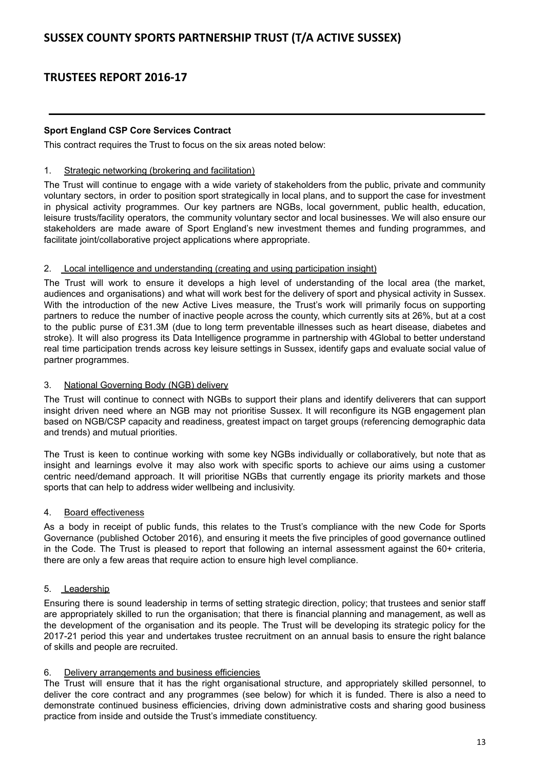**Sport England CSP Core Services Contract**

This contract requires the Trust to focus on the six areas noted below:

1. Strategic networking (brokering and facilitation)

The Trust will continue to engage with a wide variety of stakeholders from the public, private and community voluntary sectors, in order to position sport strategically in local plans, and to support the case for investment in physical activity programmes. Our key partners are NGBs, local government, public health, education, leisure trusts/facility operators, the community voluntary sector and local businesses. We will also ensure our stakeholders are made aware of Sport England's new investment themes and funding programmes, and facilitate joint/collaborative project applications where appropriate.

2. Local intelligence and understanding (creating and using participation insight)

The Trust will work to ensure it develops a high level of understanding of the local area (the market, audiences and organisations) and what will work best for the delivery of sport and physical activity in Sussex. With the introduction of the new Active Lives measure, the Trust's work will primarily focus on supporting partners to reduce the number of inactive people across the county, which currently sits at 26%, but at a cost to the public purse of £31.3M (due to long term preventable illnesses such as heart disease, diabetes and stroke). It will also progress its Data Intelligence programme in partnership with 4Global to better understand real time participation trends across key leisure settings in Sussex, identify gaps and evaluate social value of partner programmes.

3. National Governing Body (NGB) delivery

The Trust will continue to connect with NGBs to support their plans and identify deliverers that can support insight driven need where an NGB may not prioritise Sussex. It will reconfigure its NGB engagement plan based on NGB/CSP capacity and readiness, greatest impact on target groups (referencing demographic data and trends) and mutual priorities.

The Trust is keen to continue working with some key NGBs individually or collaboratively, but note that as insight and learnings evolve it may also work with specific sports to achieve our aims using a customer centric need/demand approach. It will prioritise NGBs that currently engage its priority markets and those sports that can help to address wider wellbeing and inclusivity.

4. Board effectiveness

As a body in receipt of public funds, this relates to the Trust's compliance with the new Code for Sports Governance (published October 2016), and ensuring it meets the five principles of good governance outlined in the Code. The Trust is pleased to report that following an internal assessment against the 60+ criteria, there are only a few areas that require action to ensure high level compliance.

5. Leadership

Ensuring there is sound leadership in terms of setting strategic direction, policy; that trustees and senior staff are appropriately skilled to run the organisation; that there is financial planning and management, as well as the development of the organisation and its people. The Trust will be developing its strategic policy for the 2017-21 period this year and undertakes trustee recruitment on an annual basis to ensure the right balance of skills and people are recruited.

6. Delivery arrangements and business efficiencies

The Trust will ensure that it has the right organisational structure, and appropriately skilled personnel, to deliver the core contract and any programmes (see below) for which it is funded. There is also a need to demonstrate continued business efficiencies, driving down administrative costs and sharing good business practice from inside and outside the Trust's immediate constituency.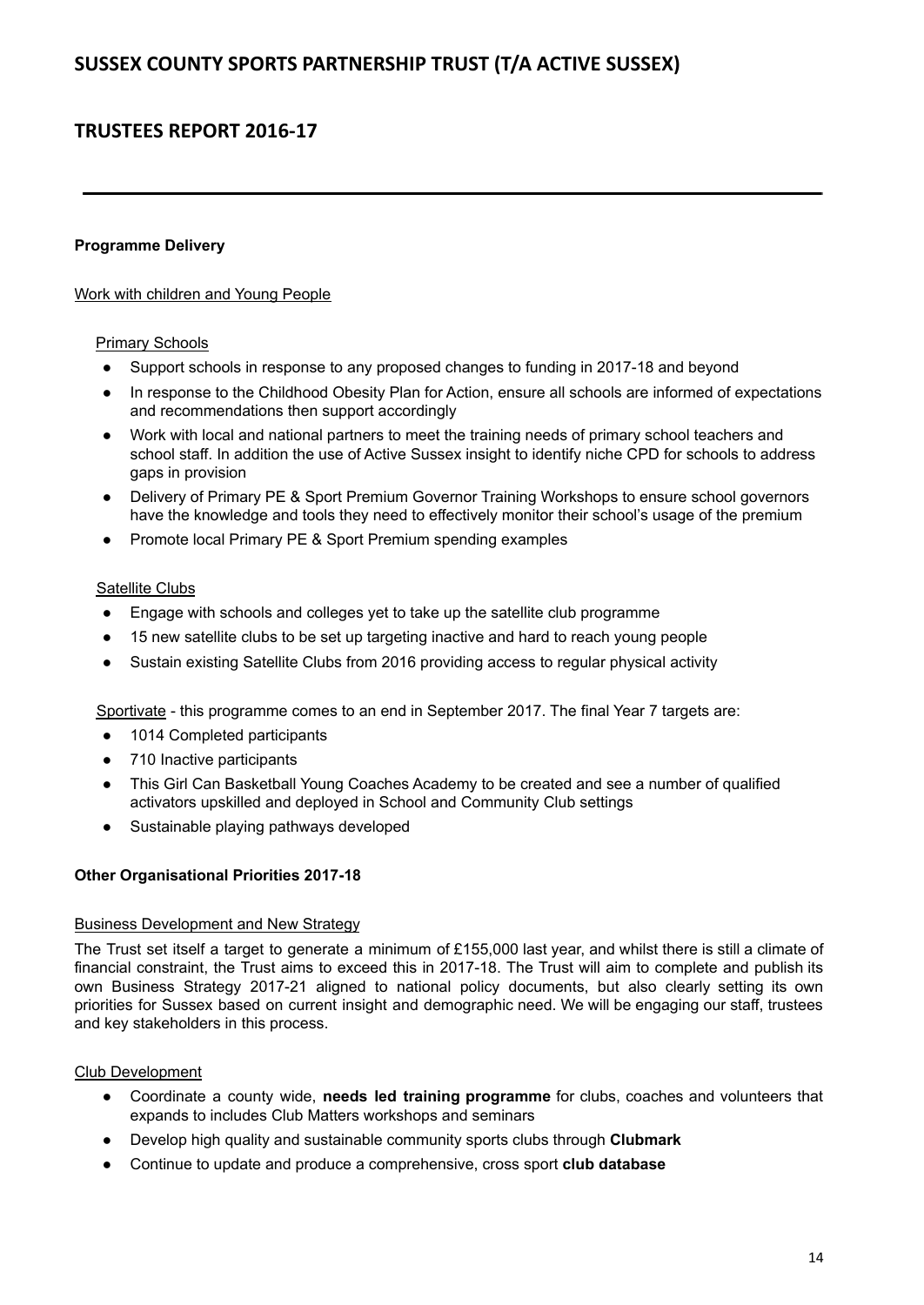**Programme Delivery**

Work with children and Young People

Primary Schools

- Support schools in response to any proposed changes to funding in 2017-18 and beyond
- In response to the Childhood Obesity Plan for Action, ensure all schools are informed of expectations and recommendations then support accordingly
- Work with local and national partners to meet the training needs of primary school teachers and school staff. In addition the use of Active Sussex insight to identify niche CPD for schools to address gaps in provision
- Delivery of Primary PE & Sport Premium Governor Training Workshops to ensure school governors have the knowledge and tools they need to effectively monitor their school's usage of the premium
- Promote local Primary PE & Sport Premium spending examples

Satellite Clubs

- Engage with schools and colleges yet to take up the satellite club programme
- 15 new satellite clubs to be set up targeting inactive and hard to reach young people
- Sustain existing Satellite Clubs from 2016 providing access to regular physical activity

Sportivate - this programme comes to an end in September 2017. The final Year 7 targets are:

- 1014 Completed participants
- 710 Inactive participants
- This Girl Can Basketball Young Coaches Academy to be created and see a number of qualified activators upskilled and deployed in School and Community Club settings
- Sustainable playing pathways developed

**Other Organisational Priorities 2017-18**

Business Development and New Strategy

The Trust set itself a target to generate a minimum of £155,000 last year, and whilst there is still a climate of financial constraint, the Trust aims to exceed this in 2017-18. The Trust will aim to complete and publish its own Business Strategy 2017-21 aligned to national policy documents, but also clearly setting its own priorities for Sussex based on current insight and demographic need. We will be engaging our staff, trustees and key stakeholders in this process.

Club Development

- Coordinate a county wide, **needs led training programme** for clubs, coaches and volunteers that expands to includes Club Matters workshops and seminars
- Develop high quality and sustainable community sports clubs through **Clubmark**
- Continue to update and produce a comprehensive, cross sport **club database**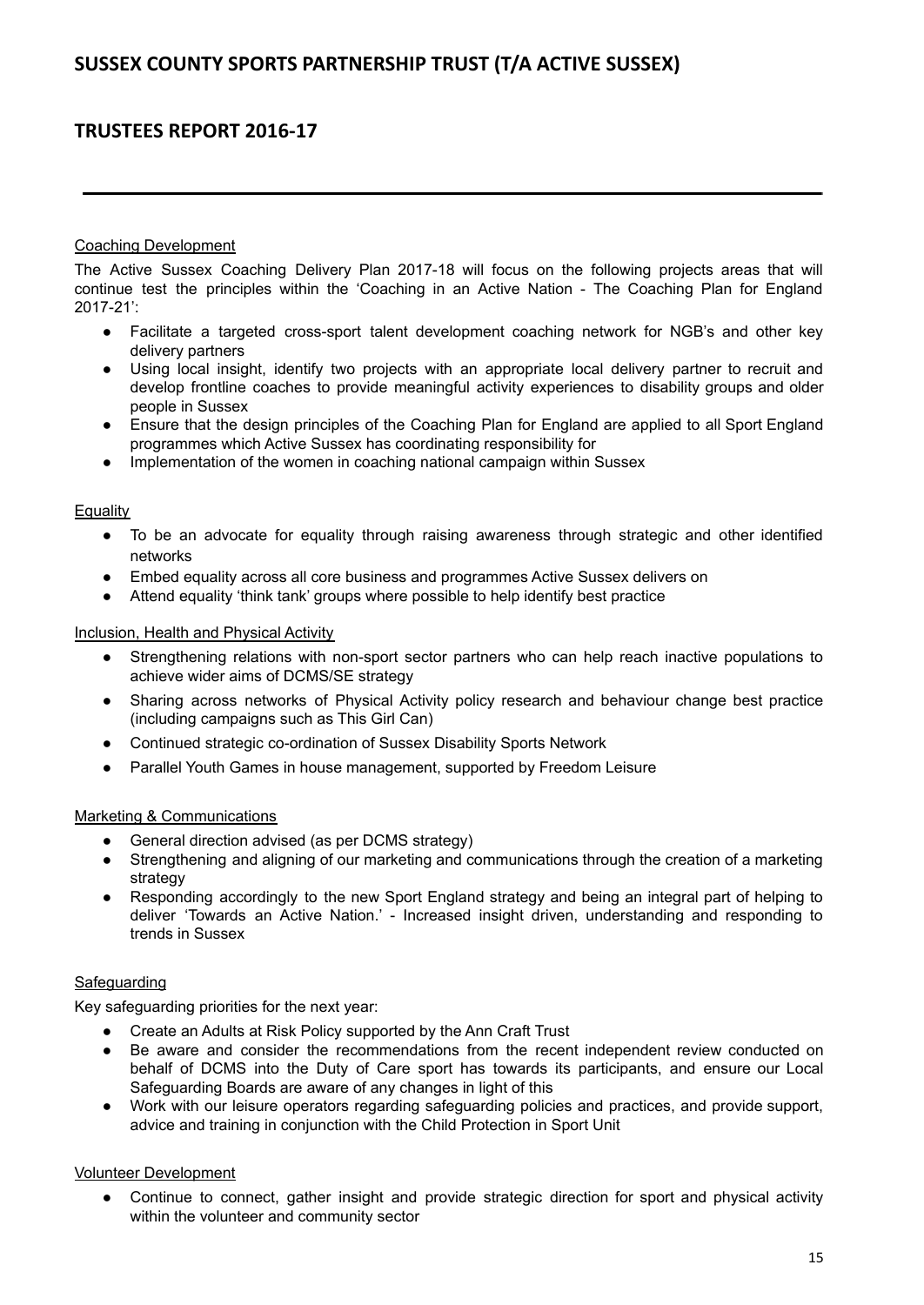#### Coaching Development

The Active Sussex Coaching Delivery Plan 2017-18 will focus on the following projects areas that will continue test the principles within the 'Coaching in an Active Nation - The Coaching Plan for England 2017-21':

- Facilitate a targeted cross-sport talent development coaching network for NGB's and other key delivery partners
- Using local insight, identify two projects with an appropriate local delivery partner to recruit and develop frontline coaches to provide meaningful activity experiences to disability groups and older people in Sussex
- Ensure that the design principles of the Coaching Plan for England are applied to all Sport England programmes which Active Sussex has coordinating responsibility for
- Implementation of the women in coaching national campaign within Sussex

#### Equality

- To be an advocate for equality through raising awareness through strategic and other identified networks
- Embed equality across all core business and programmes Active Sussex delivers on
- Attend equality 'think tank' groups where possible to help identify best practice

#### Inclusion, Health and Physical Activity

- Strengthening relations with non-sport sector partners who can help reach inactive populations to achieve wider aims of DCMS/SE strategy
- Sharing across networks of Physical Activity policy research and behaviour change best practice (including campaigns such as This Girl Can)
- Continued strategic co-ordination of Sussex Disability Sports Network
- Parallel Youth Games in house management, supported by Freedom Leisure

#### Marketing & Communications

- General direction advised (as per DCMS strategy)
- Strengthening and aligning of our marketing and communications through the creation of a marketing strategy
- Responding accordingly to the new Sport England strategy and being an integral part of helping to deliver 'Towards an Active Nation.' - Increased insight driven, understanding and responding to trends in Sussex

#### Safeguarding

Key safeguarding priorities for the next year:

- Create an Adults at Risk Policy supported by the Ann Craft Trust
- Be aware and consider the recommendations from the recent independent review conducted on behalf of DCMS into the Duty of Care sport has towards its participants, and ensure our Local Safeguarding Boards are aware of any changes in light of this
- Work with our leisure operators regarding safeguarding policies and practices, and provide support, advice and training in conjunction with the Child Protection in Sport Unit

#### Volunteer Development

- Continue to connect, gather insight and provide strategic direction for sport and physical activity within the volunteer and community sector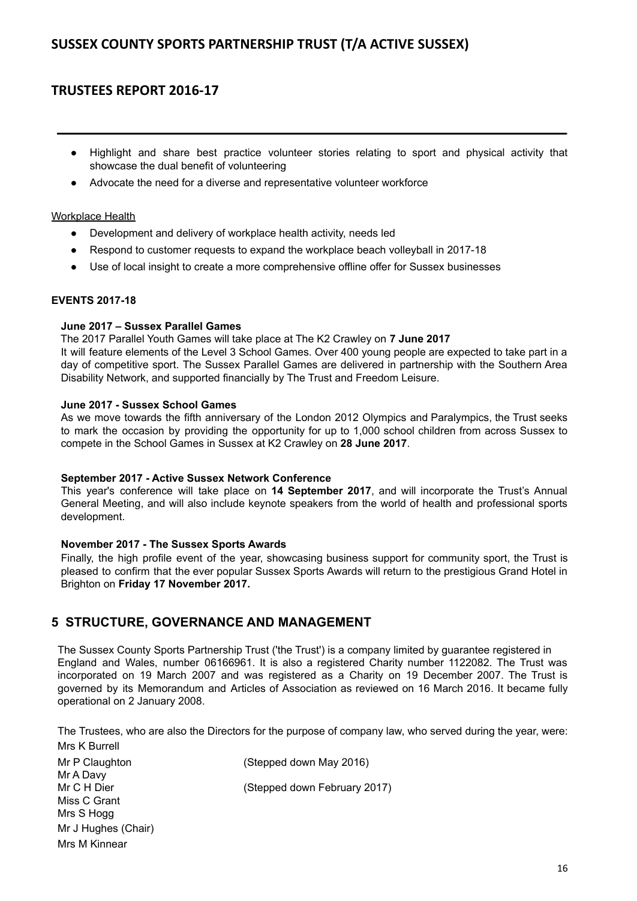- Highlight and share best practice volunteer stories relating to sport and physical activity that showcase the dual benefit of volunteering
- Advocate the need for a diverse and representative volunteer workforce

Workplace Health

- Development and delivery of workplace health activity, needs led
- Respond to customer requests to expand the workplace beach volleyball in 2017-18
- Use of local insight to create a more comprehensive offline offer for Sussex businesses

**EVENTS 2017-18**

**June 2017 – Sussex Parallel Games**

The 2017 Parallel Youth Games will take place at The K2 Crawley on **7 June 2017**

It will feature elements of the Level 3 School Games. Over 400 young people are expected to take part in a day of competitive sport. The Sussex Parallel Games are delivered in partnership with the Southern Area Disability Network, and supported financially by The Trust and Freedom Leisure.

**June 2017 - Sussex School Games**

As we move towards the fifth anniversary of the London 2012 Olympics and Paralympics, the Trust seeks to mark the occasion by providing the opportunity for up to 1,000 school children from across Sussex to compete in the School Games in Sussex at K2 Crawley on **28 June 2017**.

**September 2017 - Active Sussex Network Conference**

This year's conference will take place on **14 September 2017**, and will incorporate the Trust's Annual General Meeting, and will also include keynote speakers from the world of health and professional sports development.

**November 2017 - The Sussex Sports Awards**

Finally, the high profile event of the year, showcasing business support for community sport, the Trust is pleased to confirm that the ever popular Sussex Sports Awards will return to the prestigious Grand Hotel in Brighton on **Friday 17 November 2017.**

## 5 STRUCTURE, GOVERNANCE AND MANAGEMENT

The Sussex County Sports Partnership Trust ('the Trust') is a company limited by guarantee registered in England and Wales, number 06166961. It is also a registered Charity number 1122082. The Trust was incorporated on 19 March 2007 and was registered as a Charity on 19 December 2007. The Trust is governed by its Memorandum and Articles of Association as reviewed on 16 March 2016. It became fully operational on 2 January 2008.

The Trustees, who are also the Directors for the purpose of company law, who served during the year, were:

| | |
|---|---|
| Mrs K Burrell | |
| Mr P Claughton | (Stepped down May 2016) |
| Mr A Davy | |
| Mr C H Dier | (Stepped down February 2017) |
| Miss C Grant | |
| Mrs S Hogg | |
| Mr J Hughes (Chair) | |
| Mrs M Kinnear | |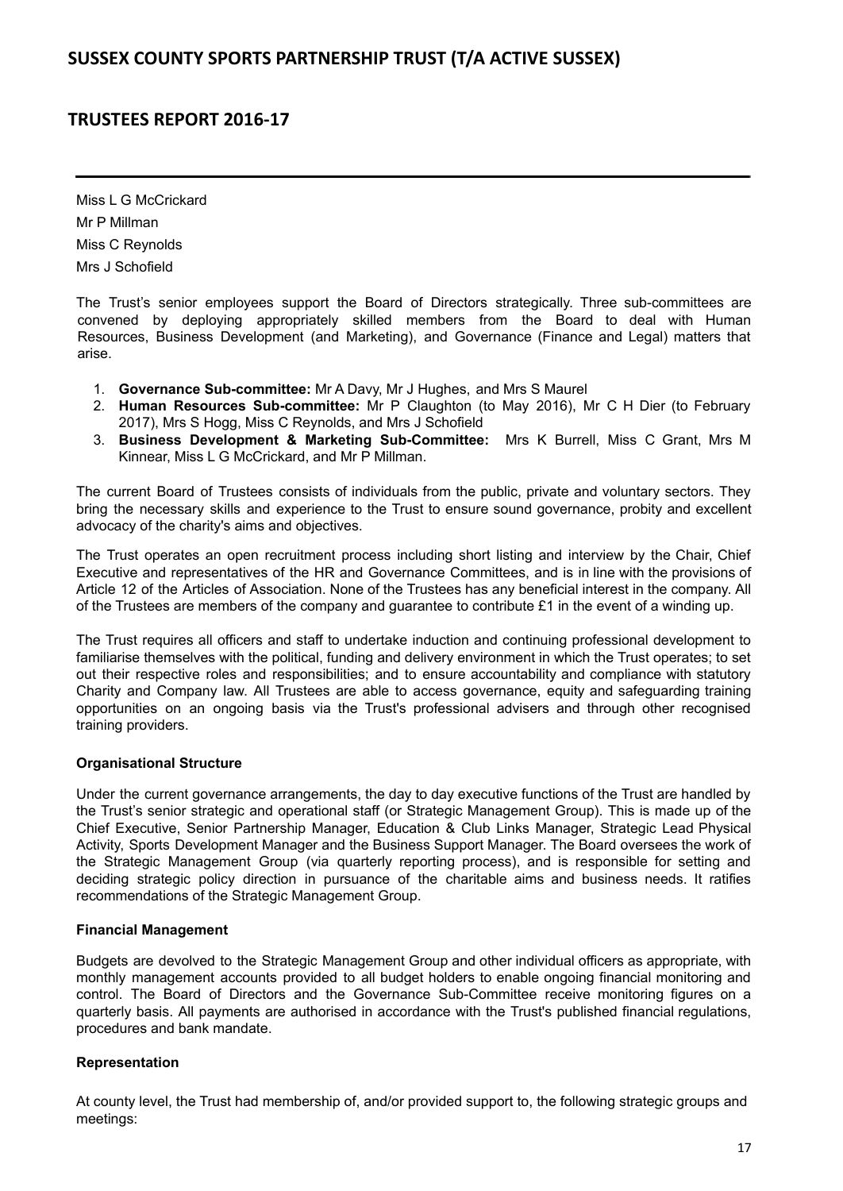Miss L G McCrickard

Mr P Millman

Miss C Reynolds

Mrs J Schofield

The Trust's senior employees support the Board of Directors strategically. Three sub-committees are convened by deploying appropriately skilled members from the Board to deal with Human Resources, Business Development (and Marketing), and Governance (Finance and Legal) matters that arise.

1. **Governance Sub-committee:** Mr A Davy, Mr J Hughes, and Mrs S Maurel
2. **Human Resources Sub-committee:** Mr P Claughton (to May 2016), Mr C H Dier (to February 2017), Mrs S Hogg, Miss C Reynolds, and Mrs J Schofield
3. **Business Development & Marketing Sub-Committee:** Mrs K Burrell, Miss C Grant, Mrs M Kinnear, Miss L G McCrickard, and Mr P Millman.

The current Board of Trustees consists of individuals from the public, private and voluntary sectors. They bring the necessary skills and experience to the Trust to ensure sound governance, probity and excellent advocacy of the charity's aims and objectives.

The Trust operates an open recruitment process including short listing and interview by the Chair, Chief Executive and representatives of the HR and Governance Committees, and is in line with the provisions of Article 12 of the Articles of Association. None of the Trustees has any beneficial interest in the company. All of the Trustees are members of the company and guarantee to contribute £1 in the event of a winding up.

The Trust requires all officers and staff to undertake induction and continuing professional development to familiarise themselves with the political, funding and delivery environment in which the Trust operates; to set out their respective roles and responsibilities; and to ensure accountability and compliance with statutory Charity and Company law. All Trustees are able to access governance, equity and safeguarding training opportunities on an ongoing basis via the Trust's professional advisers and through other recognised training providers.

**Organisational Structure**

Under the current governance arrangements, the day to day executive functions of the Trust are handled by the Trust's senior strategic and operational staff (or Strategic Management Group). This is made up of the Chief Executive, Senior Partnership Manager, Education & Club Links Manager, Strategic Lead Physical Activity, Sports Development Manager and the Business Support Manager. The Board oversees the work of the Strategic Management Group (via quarterly reporting process), and is responsible for setting and deciding strategic policy direction in pursuance of the charitable aims and business needs. It ratifies recommendations of the Strategic Management Group.

**Financial Management**

Budgets are devolved to the Strategic Management Group and other individual officers as appropriate, with monthly management accounts provided to all budget holders to enable ongoing financial monitoring and control. The Board of Directors and the Governance Sub-Committee receive monitoring figures on a quarterly basis. All payments are authorised in accordance with the Trust's published financial regulations, procedures and bank mandate.

**Representation**

At county level, the Trust had membership of, and/or provided support to, the following strategic groups and meetings: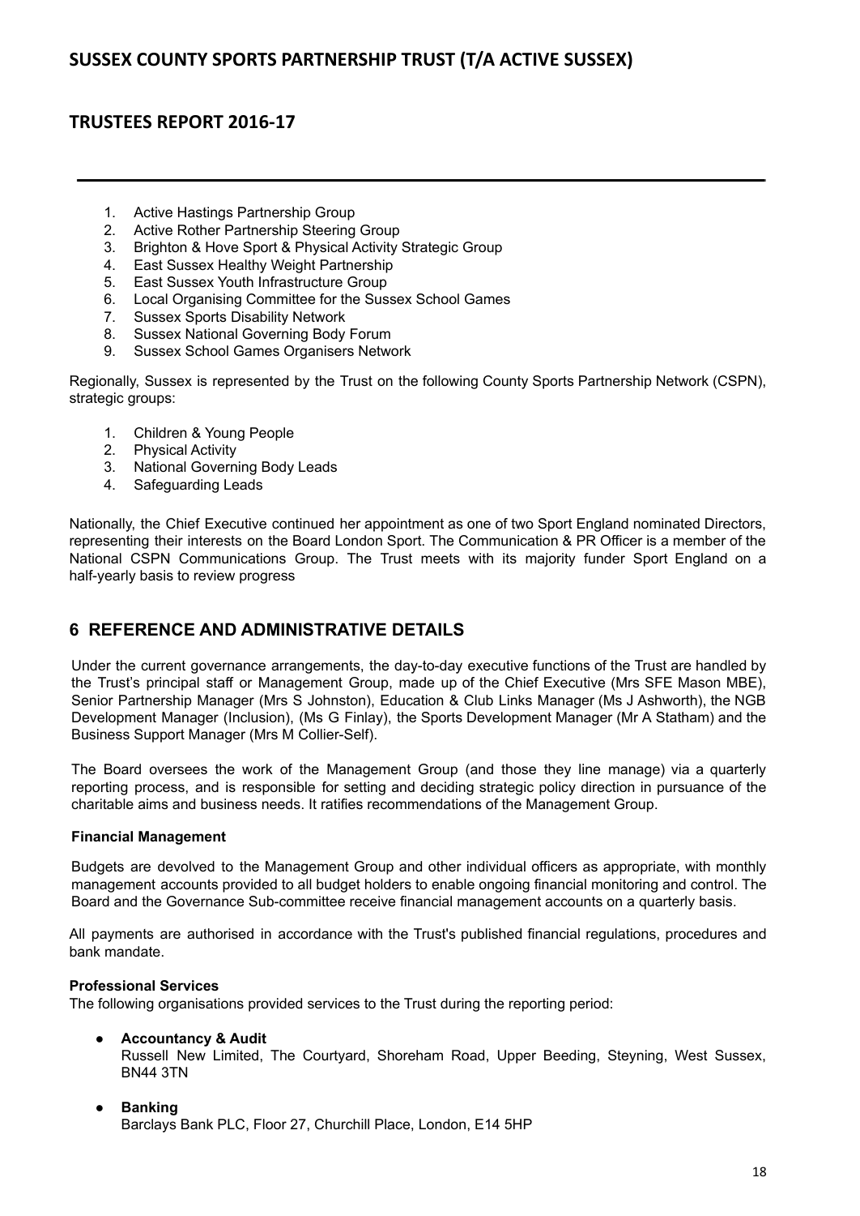1. Active Hastings Partnership Group
2. Active Rother Partnership Steering Group
3. Brighton & Hove Sport & Physical Activity Strategic Group
4. East Sussex Healthy Weight Partnership
5. East Sussex Youth Infrastructure Group
6. Local Organising Committee for the Sussex School Games
7. Sussex Sports Disability Network
8. Sussex National Governing Body Forum
9. Sussex School Games Organisers Network

Regionally, Sussex is represented by the Trust on the following County Sports Partnership Network (CSPN), strategic groups:

1. Children & Young People
2. Physical Activity
3. National Governing Body Leads
4. Safeguarding Leads

Nationally, the Chief Executive continued her appointment as one of two Sport England nominated Directors, representing their interests on the Board London Sport. The Communication & PR Officer is a member of the National CSPN Communications Group. The Trust meets with its majority funder Sport England on a half-yearly basis to review progress

## 6 REFERENCE AND ADMINISTRATIVE DETAILS

Under the current governance arrangements, the day-to-day executive functions of the Trust are handled by the Trust's principal staff or Management Group, made up of the Chief Executive (Mrs SFE Mason MBE), Senior Partnership Manager (Mrs S Johnston), Education & Club Links Manager (Ms J Ashworth), the NGB Development Manager (Inclusion), (Ms G Finlay), the Sports Development Manager (Mr A Statham) and the Business Support Manager (Mrs M Collier-Self).

The Board oversees the work of the Management Group (and those they line manage) via a quarterly reporting process, and is responsible for setting and deciding strategic policy direction in pursuance of the charitable aims and business needs. It ratifies recommendations of the Management Group.

**Financial Management**

Budgets are devolved to the Management Group and other individual officers as appropriate, with monthly management accounts provided to all budget holders to enable ongoing financial monitoring and control. The Board and the Governance Sub-committee receive financial management accounts on a quarterly basis.

All payments are authorised in accordance with the Trust's published financial regulations, procedures and bank mandate.

**Professional Services**

The following organisations provided services to the Trust during the reporting period:

- **Accountancy & Audit**
  Russell New Limited, The Courtyard, Shoreham Road, Upper Beeding, Steyning, West Sussex, BN44 3TN

- **Banking**
  Barclays Bank PLC, Floor 27, Churchill Place, London, E14 5HP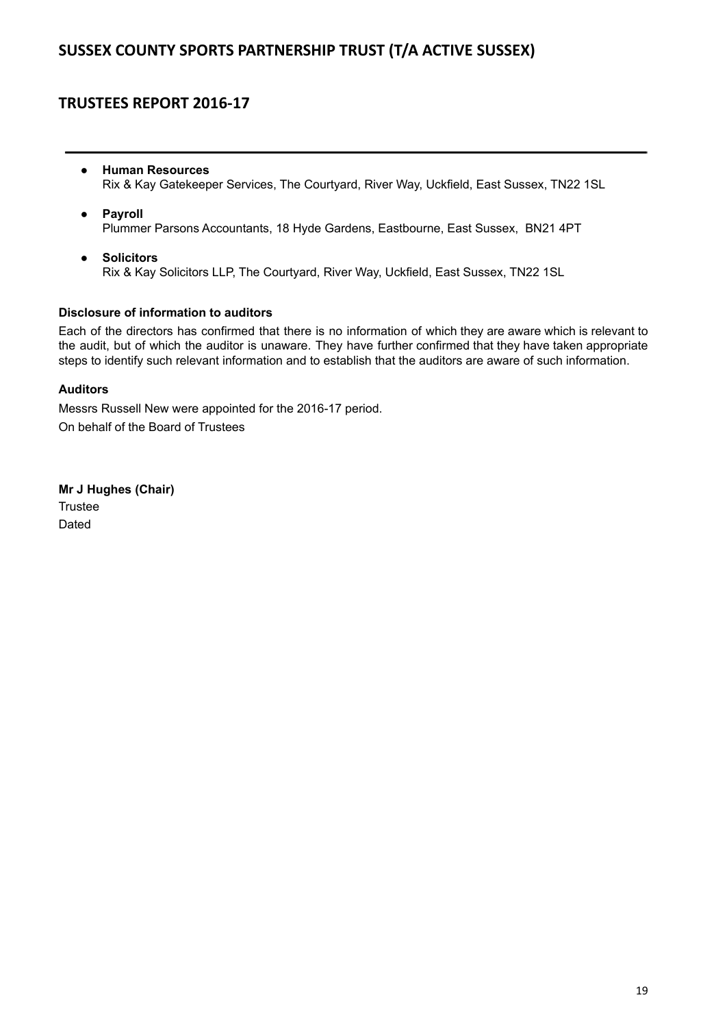- **Human Resources**
  Rix & Kay Gatekeeper Services, The Courtyard, River Way, Uckfield, East Sussex, TN22 1SL

- **Payroll**
  Plummer Parsons Accountants, 18 Hyde Gardens, Eastbourne, East Sussex, BN21 4PT

- **Solicitors**
  Rix & Kay Solicitors LLP, The Courtyard, River Way, Uckfield, East Sussex, TN22 1SL

**Disclosure of information to auditors**

Each of the directors has confirmed that there is no information of which they are aware which is relevant to the audit, but of which the auditor is unaware. They have further confirmed that they have taken appropriate steps to identify such relevant information and to establish that the auditors are aware of such information.

**Auditors**

Messrs Russell New were appointed for the 2016-17 period.

On behalf of the Board of Trustees

**Mr J Hughes (Chair)**
Trustee
Dated